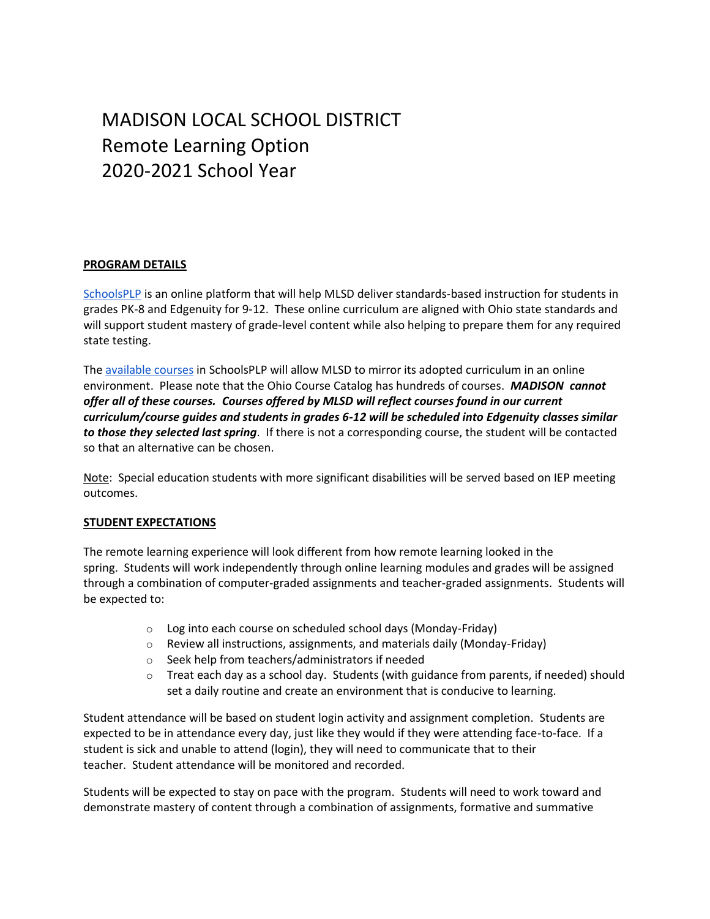# MADISON LOCAL SCHOOL DISTRICT
# Remote Learning Option
# 2020-2021 School Year

**PROGRAM DETAILS**

SchoolsPLP is an online platform that will help MLSD deliver standards-based instruction for students in grades PK-8 and Edgenuity for 9-12. These online curriculum are aligned with Ohio state standards and will support student mastery of grade-level content while also helping to prepare them for any required state testing.

The available courses in SchoolsPLP will allow MLSD to mirror its adopted curriculum in an online environment. Please note that the Ohio Course Catalog has hundreds of courses. ***MADISON cannot offer all of these courses. Courses offered by MLSD will reflect courses found in our current curriculum/course guides and students in grades 6-12 will be scheduled into Edgenuity classes similar to those they selected last spring***. If there is not a corresponding course, the student will be contacted so that an alternative can be chosen.

Note: Special education students with more significant disabilities will be served based on IEP meeting outcomes.

**STUDENT EXPECTATIONS**

The remote learning experience will look different from how remote learning looked in the spring. Students will work independently through online learning modules and grades will be assigned through a combination of computer-graded assignments and teacher-graded assignments. Students will be expected to:

- Log into each course on scheduled school days (Monday-Friday)
- Review all instructions, assignments, and materials daily (Monday-Friday)
- Seek help from teachers/administrators if needed
- Treat each day as a school day. Students (with guidance from parents, if needed) should set a daily routine and create an environment that is conducive to learning.

Student attendance will be based on student login activity and assignment completion. Students are expected to be in attendance every day, just like they would if they were attending face-to-face. If a student is sick and unable to attend (login), they will need to communicate that to their teacher. Student attendance will be monitored and recorded.

Students will be expected to stay on pace with the program. Students will need to work toward and demonstrate mastery of content through a combination of assignments, formative and summative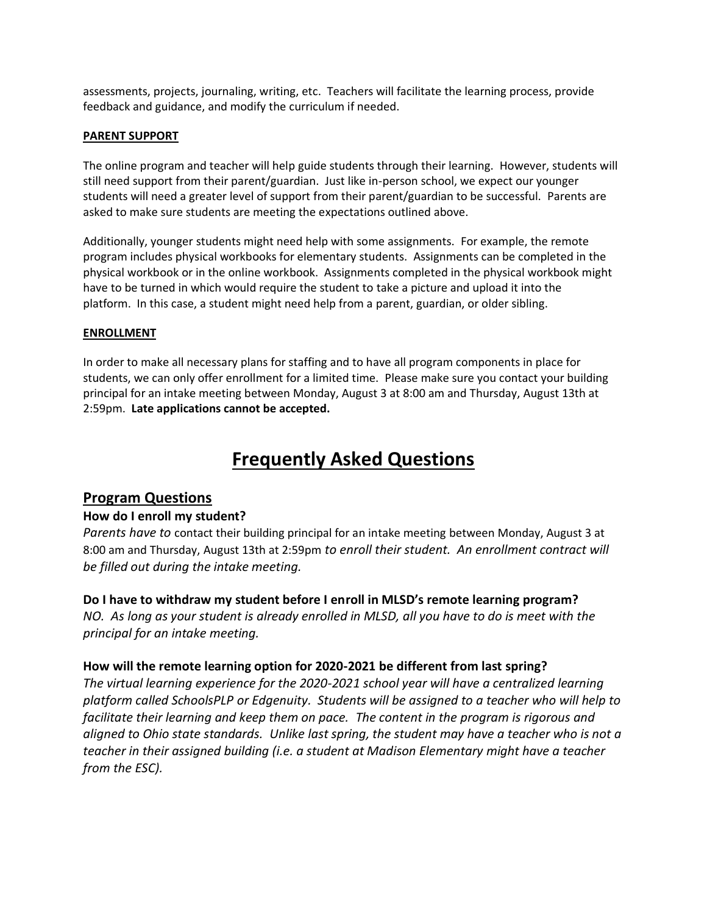assessments, projects, journaling, writing, etc. Teachers will facilitate the learning process, provide feedback and guidance, and modify the curriculum if needed.

**PARENT SUPPORT**

The online program and teacher will help guide students through their learning. However, students will still need support from their parent/guardian. Just like in-person school, we expect our younger students will need a greater level of support from their parent/guardian to be successful. Parents are asked to make sure students are meeting the expectations outlined above.

Additionally, younger students might need help with some assignments. For example, the remote program includes physical workbooks for elementary students. Assignments can be completed in the physical workbook or in the online workbook. Assignments completed in the physical workbook might have to be turned in which would require the student to take a picture and upload it into the platform. In this case, a student might need help from a parent, guardian, or older sibling.

**ENROLLMENT**

In order to make all necessary plans for staffing and to have all program components in place for students, we can only offer enrollment for a limited time. Please make sure you contact your building principal for an intake meeting between Monday, August 3 at 8:00 am and Thursday, August 13th at 2:59pm. **Late applications cannot be accepted.**

# Frequently Asked Questions

## Program Questions

### How do I enroll my student?

*Parents have to* contact their building principal for an intake meeting between Monday, August 3 at 8:00 am and Thursday, August 13th at 2:59pm *to enroll their student. An enrollment contract will be filled out during the intake meeting.*

### Do I have to withdraw my student before I enroll in MLSD's remote learning program?

*NO. As long as your student is already enrolled in MLSD, all you have to do is meet with the principal for an intake meeting.*

### How will the remote learning option for 2020-2021 be different from last spring?

*The virtual learning experience for the 2020-2021 school year will have a centralized learning platform called SchoolsPLP or Edgenuity. Students will be assigned to a teacher who will help to facilitate their learning and keep them on pace. The content in the program is rigorous and aligned to Ohio state standards. Unlike last spring, the student may have a teacher who is not a teacher in their assigned building (i.e. a student at Madison Elementary might have a teacher from the ESC).*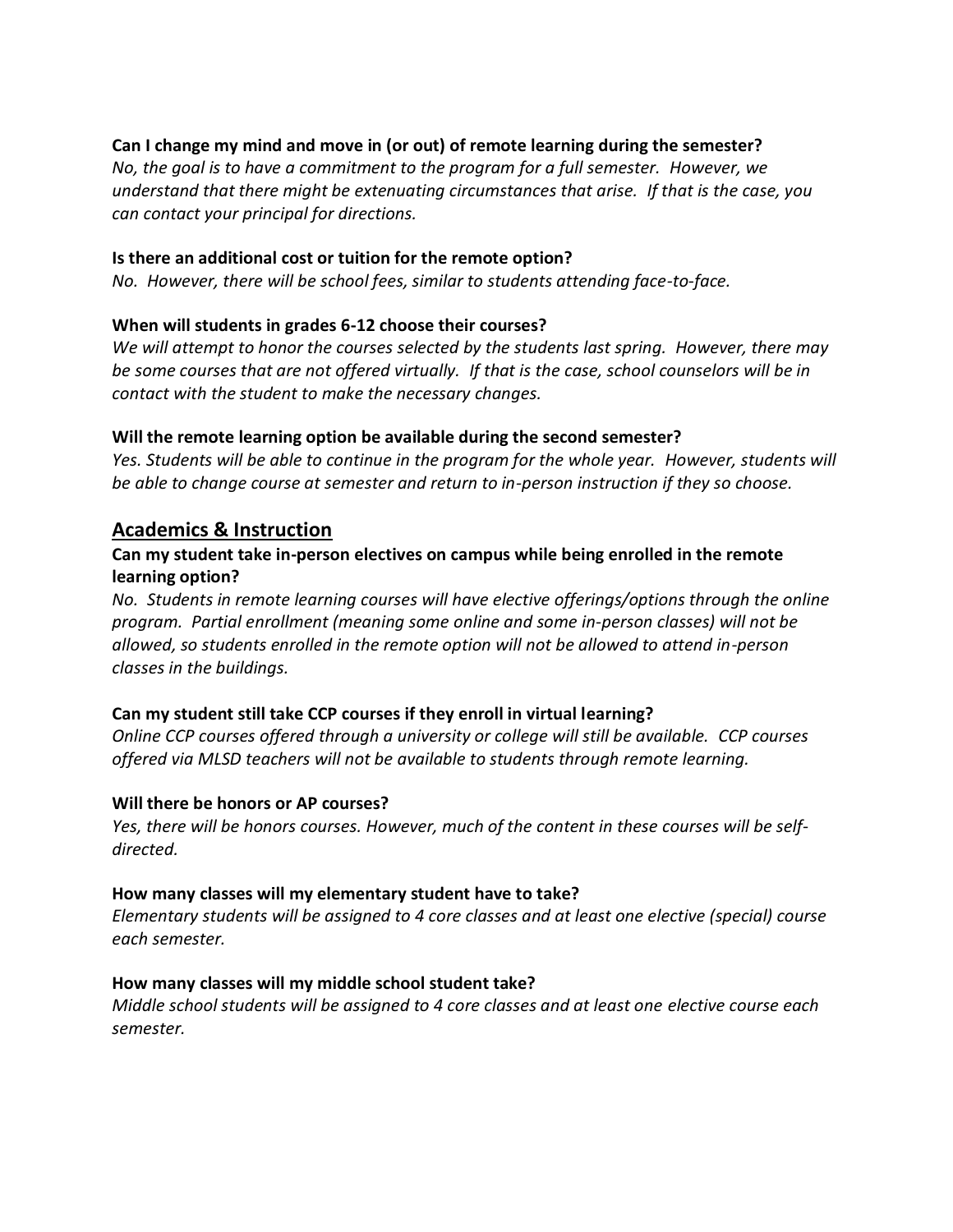**Can I change my mind and move in (or out) of remote learning during the semester?**
*No, the goal is to have a commitment to the program for a full semester. However, we understand that there might be extenuating circumstances that arise. If that is the case, you can contact your principal for directions.*

**Is there an additional cost or tuition for the remote option?**
*No. However, there will be school fees, similar to students attending face-to-face.*

**When will students in grades 6-12 choose their courses?**
*We will attempt to honor the courses selected by the students last spring. However, there may be some courses that are not offered virtually. If that is the case, school counselors will be in contact with the student to make the necessary changes.*

**Will the remote learning option be available during the second semester?**
*Yes. Students will be able to continue in the program for the whole year. However, students will be able to change course at semester and return to in-person instruction if they so choose.*

## Academics & Instruction

**Can my student take in-person electives on campus while being enrolled in the remote learning option?**
*No. Students in remote learning courses will have elective offerings/options through the online program. Partial enrollment (meaning some online and some in-person classes) will not be allowed, so students enrolled in the remote option will not be allowed to attend in-person classes in the buildings.*

**Can my student still take CCP courses if they enroll in virtual learning?**
*Online CCP courses offered through a university or college will still be available. CCP courses offered via MLSD teachers will not be available to students through remote learning.*

**Will there be honors or AP courses?**
*Yes, there will be honors courses. However, much of the content in these courses will be self-directed.*

**How many classes will my elementary student have to take?**
*Elementary students will be assigned to 4 core classes and at least one elective (special) course each semester.*

**How many classes will my middle school student take?**
*Middle school students will be assigned to 4 core classes and at least one elective course each semester.*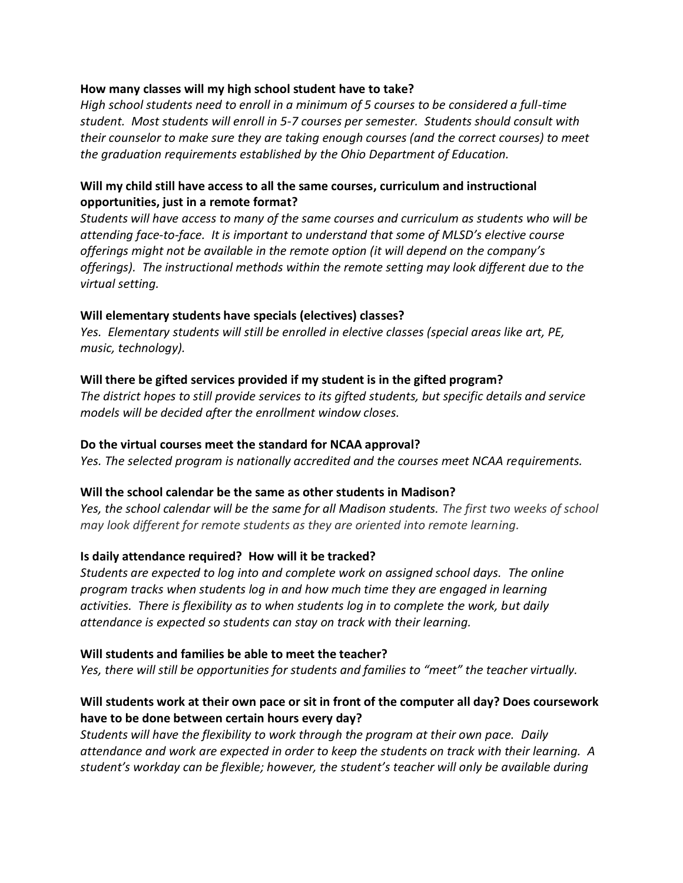**How many classes will my high school student have to take?**

*High school students need to enroll in a minimum of 5 courses to be considered a full-time student. Most students will enroll in 5-7 courses per semester. Students should consult with their counselor to make sure they are taking enough courses (and the correct courses) to meet the graduation requirements established by the Ohio Department of Education.*

**Will my child still have access to all the same courses, curriculum and instructional opportunities, just in a remote format?**

*Students will have access to many of the same courses and curriculum as students who will be attending face-to-face. It is important to understand that some of MLSD's elective course offerings might not be available in the remote option (it will depend on the company's offerings). The instructional methods within the remote setting may look different due to the virtual setting.*

**Will elementary students have specials (electives) classes?**

*Yes. Elementary students will still be enrolled in elective classes (special areas like art, PE, music, technology).*

**Will there be gifted services provided if my student is in the gifted program?**

*The district hopes to still provide services to its gifted students, but specific details and service models will be decided after the enrollment window closes.*

**Do the virtual courses meet the standard for NCAA approval?**

*Yes. The selected program is nationally accredited and the courses meet NCAA requirements.*

**Will the school calendar be the same as other students in Madison?**

*Yes, the school calendar will be the same for all Madison students. The first two weeks of school may look different for remote students as they are oriented into remote learning.*

**Is daily attendance required? How will it be tracked?**

*Students are expected to log into and complete work on assigned school days. The online program tracks when students log in and how much time they are engaged in learning activities. There is flexibility as to when students log in to complete the work, but daily attendance is expected so students can stay on track with their learning.*

**Will students and families be able to meet the teacher?**

*Yes, there will still be opportunities for students and families to "meet" the teacher virtually.*

**Will students work at their own pace or sit in front of the computer all day? Does coursework have to be done between certain hours every day?**

*Students will have the flexibility to work through the program at their own pace. Daily attendance and work are expected in order to keep the students on track with their learning. A student's workday can be flexible; however, the student's teacher will only be available during*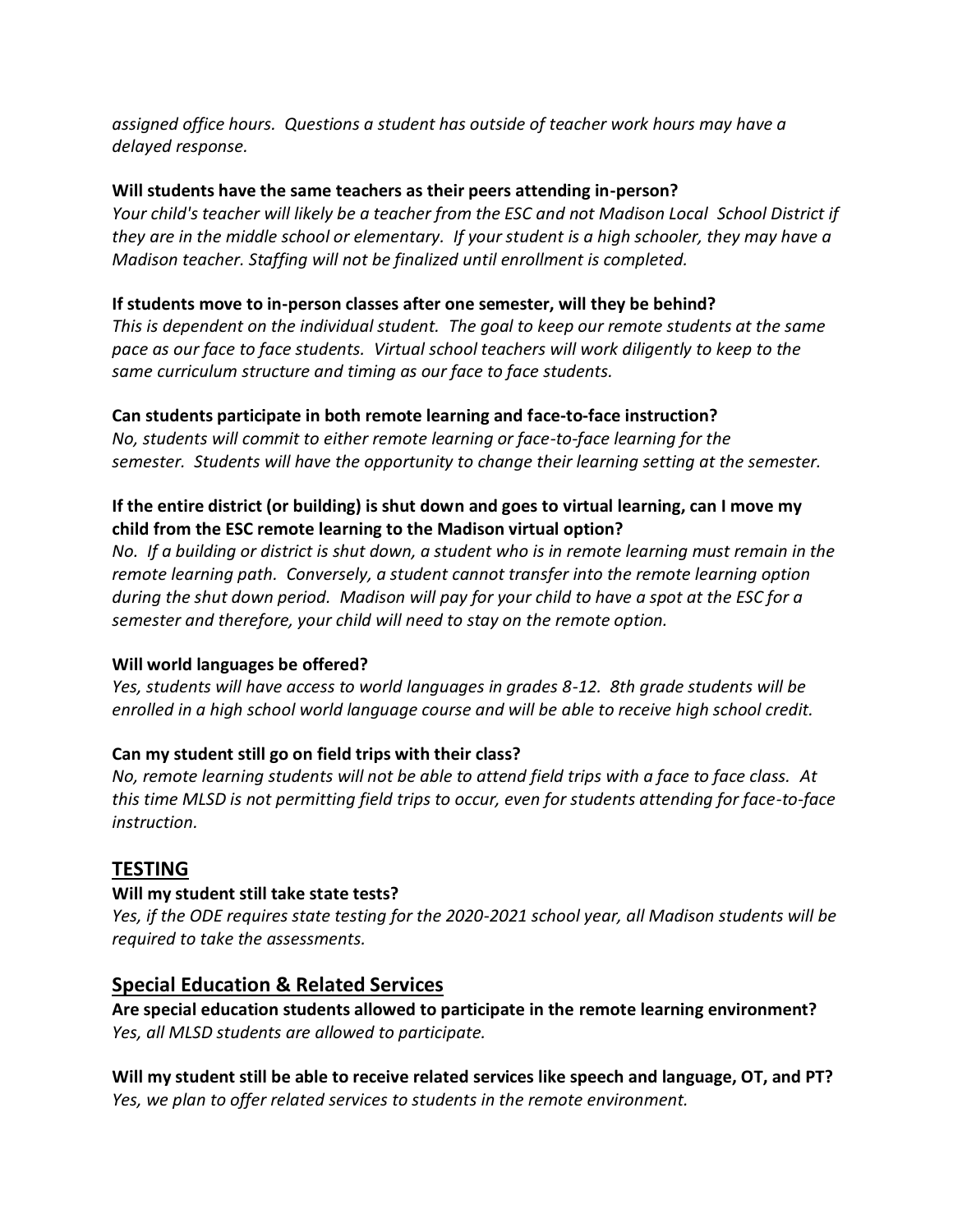*assigned office hours. Questions a student has outside of teacher work hours may have a delayed response.*

**Will students have the same teachers as their peers attending in-person?**
*Your child's teacher will likely be a teacher from the ESC and not Madison Local School District if they are in the middle school or elementary. If your student is a high schooler, they may have a Madison teacher. Staffing will not be finalized until enrollment is completed.*

**If students move to in-person classes after one semester, will they be behind?**
*This is dependent on the individual student. The goal to keep our remote students at the same pace as our face to face students. Virtual school teachers will work diligently to keep to the same curriculum structure and timing as our face to face students.*

**Can students participate in both remote learning and face-to-face instruction?**
*No, students will commit to either remote learning or face-to-face learning for the semester. Students will have the opportunity to change their learning setting at the semester.*

**If the entire district (or building) is shut down and goes to virtual learning, can I move my child from the ESC remote learning to the Madison virtual option?**
*No. If a building or district is shut down, a student who is in remote learning must remain in the remote learning path. Conversely, a student cannot transfer into the remote learning option during the shut down period. Madison will pay for your child to have a spot at the ESC for a semester and therefore, your child will need to stay on the remote option.*

**Will world languages be offered?**
*Yes, students will have access to world languages in grades 8-12. 8th grade students will be enrolled in a high school world language course and will be able to receive high school credit.*

**Can my student still go on field trips with their class?**
*No, remote learning students will not be able to attend field trips with a face to face class. At this time MLSD is not permitting field trips to occur, even for students attending for face-to-face instruction.*

## TESTING

**Will my student still take state tests?**
*Yes, if the ODE requires state testing for the 2020-2021 school year, all Madison students will be required to take the assessments.*

## Special Education & Related Services

**Are special education students allowed to participate in the remote learning environment?**
*Yes, all MLSD students are allowed to participate.*

**Will my student still be able to receive related services like speech and language, OT, and PT?**
*Yes, we plan to offer related services to students in the remote environment.*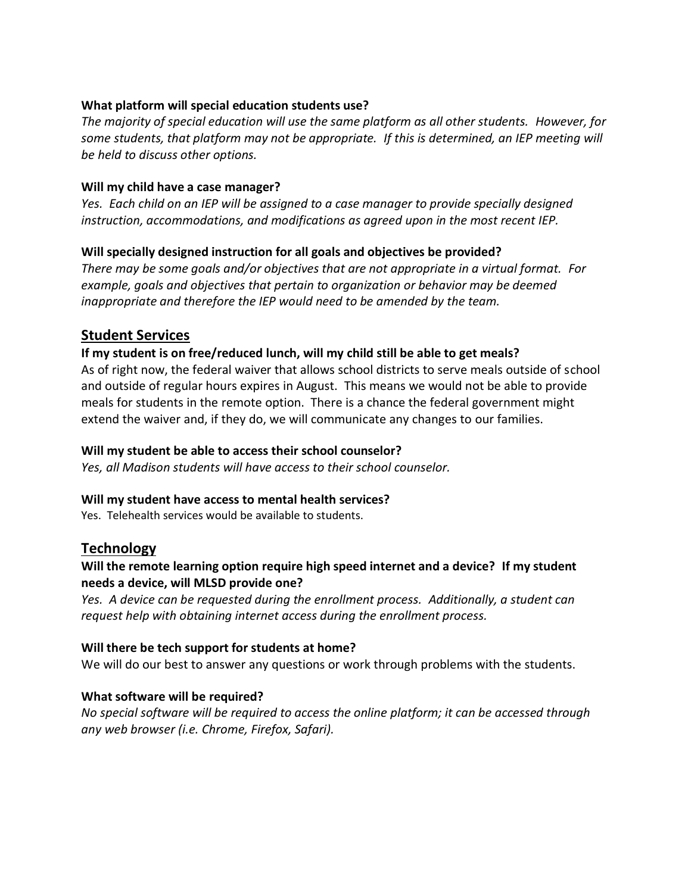**What platform will special education students use?**
*The majority of special education will use the same platform as all other students. However, for some students, that platform may not be appropriate. If this is determined, an IEP meeting will be held to discuss other options.*

**Will my child have a case manager?**
*Yes. Each child on an IEP will be assigned to a case manager to provide specially designed instruction, accommodations, and modifications as agreed upon in the most recent IEP.*

**Will specially designed instruction for all goals and objectives be provided?**
*There may be some goals and/or objectives that are not appropriate in a virtual format. For example, goals and objectives that pertain to organization or behavior may be deemed inappropriate and therefore the IEP would need to be amended by the team.*

## Student Services

**If my student is on free/reduced lunch, will my child still be able to get meals?**
As of right now, the federal waiver that allows school districts to serve meals outside of school and outside of regular hours expires in August. This means we would not be able to provide meals for students in the remote option. There is a chance the federal government might extend the waiver and, if they do, we will communicate any changes to our families.

**Will my student be able to access their school counselor?**
*Yes, all Madison students will have access to their school counselor.*

**Will my student have access to mental health services?**
Yes. Telehealth services would be available to students.

## Technology

**Will the remote learning option require high speed internet and a device? If my student needs a device, will MLSD provide one?**
*Yes. A device can be requested during the enrollment process. Additionally, a student can request help with obtaining internet access during the enrollment process.*

**Will there be tech support for students at home?**
We will do our best to answer any questions or work through problems with the students.

**What software will be required?**
*No special software will be required to access the online platform; it can be accessed through any web browser (i.e. Chrome, Firefox, Safari).*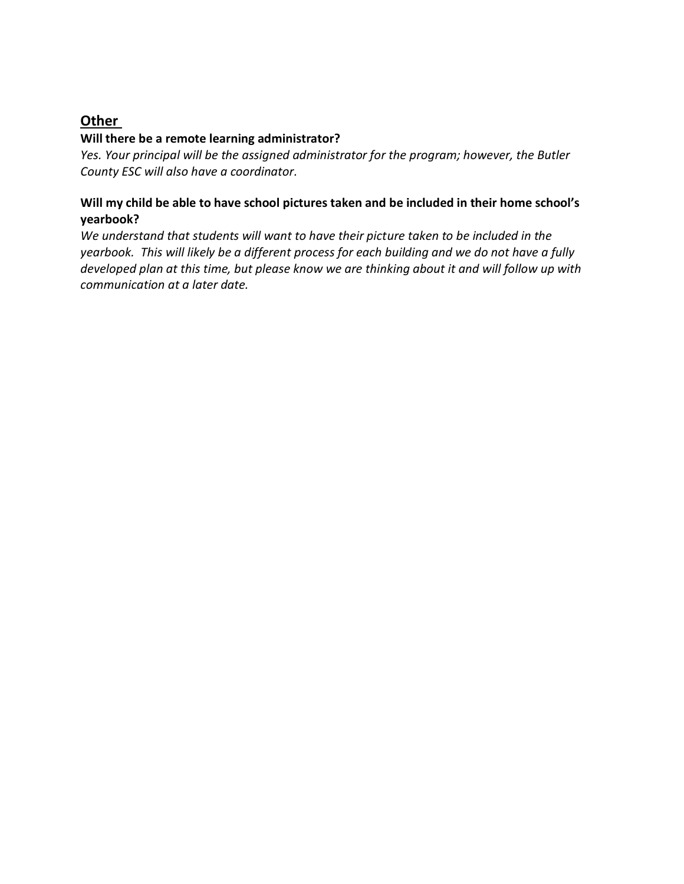## Other

**Will there be a remote learning administrator?**

*Yes. Your principal will be the assigned administrator for the program; however, the Butler County ESC will also have a coordinator.*

**Will my child be able to have school pictures taken and be included in their home school's yearbook?**

*We understand that students will want to have their picture taken to be included in the yearbook. This will likely be a different process for each building and we do not have a fully developed plan at this time, but please know we are thinking about it and will follow up with communication at a later date.*